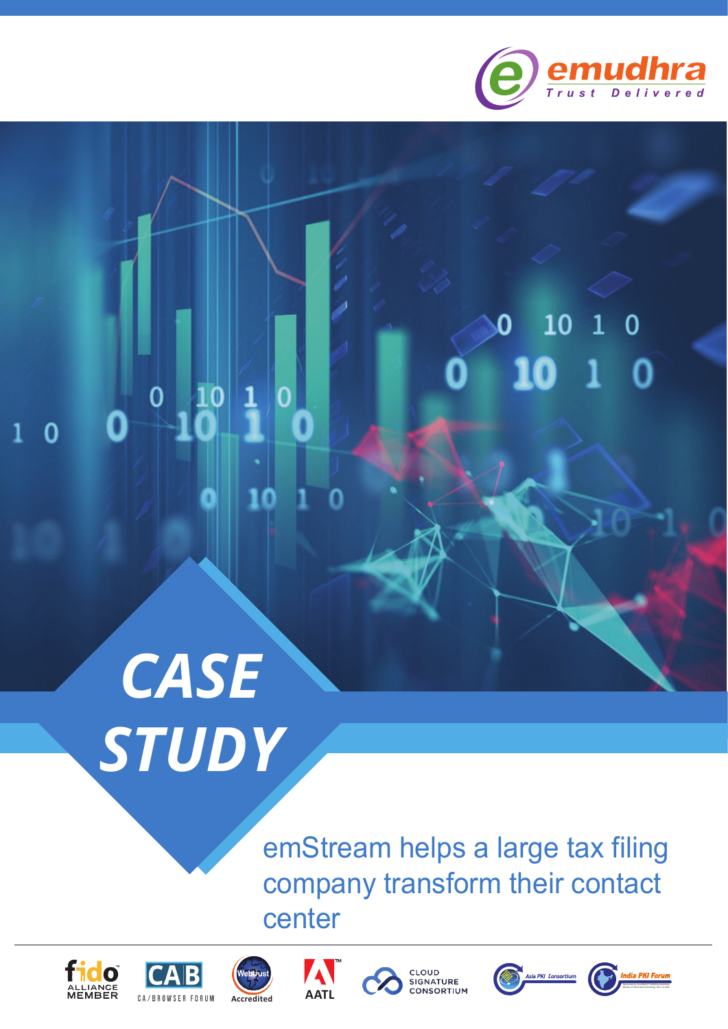emudhra

Trust Delivered

# CASE STUDY

emStream helps a large tax filing company transform their contact center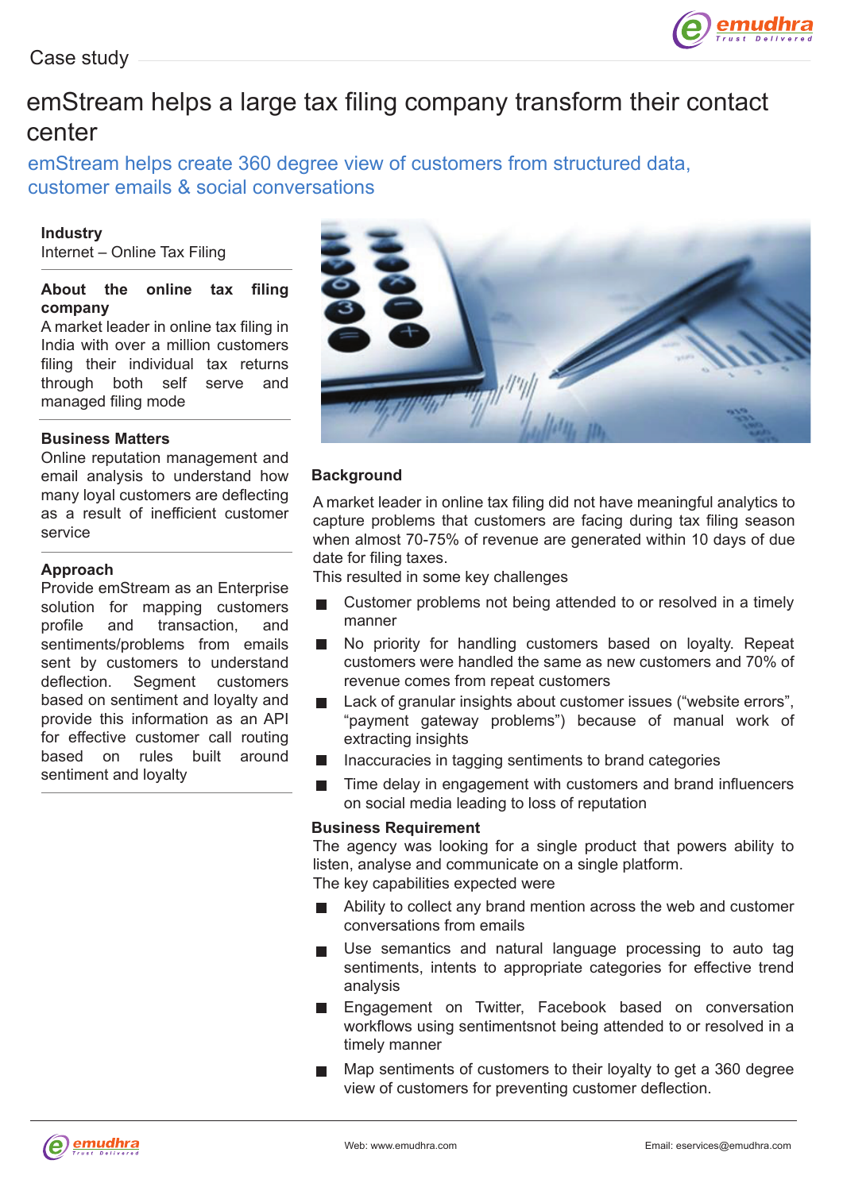Case study

# emStream helps a large tax filing company transform their contact center

## emStream helps create 360 degree view of customers from structured data, customer emails & social conversations

**Industry**

Internet – Online Tax Filing

**About the online tax filing company**

A market leader in online tax filing in India with over a million customers filing their individual tax returns through both self serve and managed filing mode

**Business Matters**

Online reputation management and email analysis to understand how many loyal customers are deflecting as a result of inefficient customer service

**Approach**

Provide emStream as an Enterprise solution for mapping customers profile and transaction, and sentiments/problems from emails sent by customers to understand deflection. Segment customers based on sentiment and loyalty and provide this information as an API for effective customer call routing based on rules built around sentiment and loyalty

**Background**

A market leader in online tax filing did not have meaningful analytics to capture problems that customers are facing during tax filing season when almost 70-75% of revenue are generated within 10 days of due date for filing taxes.

This resulted in some key challenges

- Customer problems not being attended to or resolved in a timely manner
- No priority for handling customers based on loyalty. Repeat customers were handled the same as new customers and 70% of revenue comes from repeat customers
- Lack of granular insights about customer issues ("website errors", "payment gateway problems") because of manual work of extracting insights
- Inaccuracies in tagging sentiments to brand categories
- Time delay in engagement with customers and brand influencers on social media leading to loss of reputation

**Business Requirement**

The agency was looking for a single product that powers ability to listen, analyse and communicate on a single platform.

The key capabilities expected were

- Ability to collect any brand mention across the web and customer conversations from emails
- Use semantics and natural language processing to auto tag sentiments, intents to appropriate categories for effective trend analysis
- Engagement on Twitter, Facebook based on conversation workflows using sentimentsnot being attended to or resolved in a timely manner
- Map sentiments of customers to their loyalty to get a 360 degree view of customers for preventing customer deflection.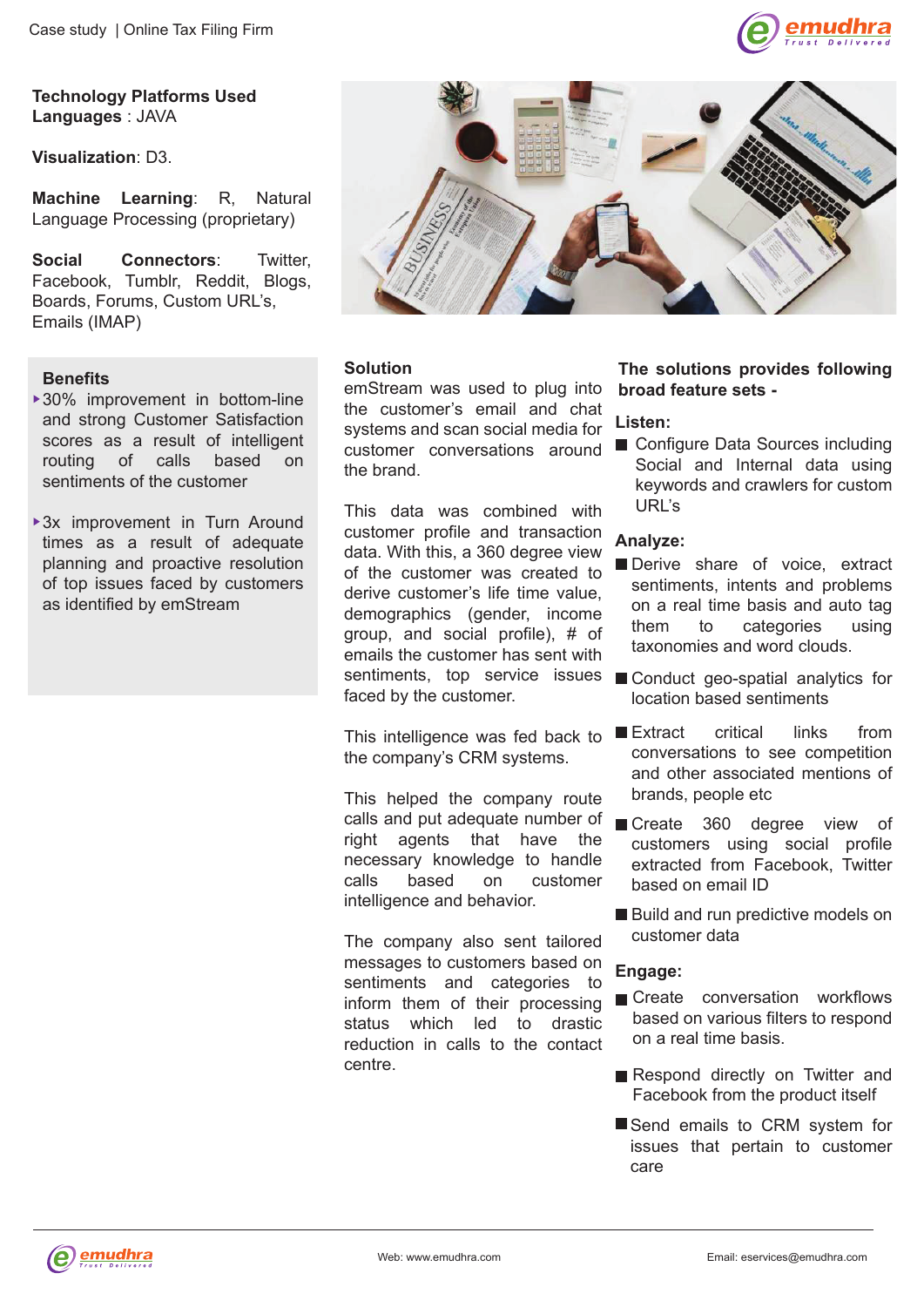## Technology Platforms Used

**Languages** : JAVA

**Visualization**: D3.

**Machine Learning**: R, Natural Language Processing (proprietary)

**Social Connectors**: Twitter, Facebook, Tumblr, Reddit, Blogs, Boards, Forums, Custom URL's, Emails (IMAP)

### Benefits

- 30% improvement in bottom-line and strong Customer Satisfaction scores as a result of intelligent routing of calls based on sentiments of the customer
- 3x improvement in Turn Around times as a result of adequate planning and proactive resolution of top issues faced by customers as identified by emStream

### Solution

emStream was used to plug into the customer's email and chat systems and scan social media for customer conversations around the brand.

This data was combined with customer profile and transaction data. With this, a 360 degree view of the customer was created to derive customer's life time value, demographics (gender, income group, and social profile), # of emails the customer has sent with sentiments, top service issues faced by the customer.

This intelligence was fed back to the company's CRM systems.

This helped the company route calls and put adequate number of right agents that have the necessary knowledge to handle calls based on customer intelligence and behavior.

The company also sent tailored messages to customers based on sentiments and categories to inform them of their processing status which led to drastic reduction in calls to the contact centre.

### The solutions provides following broad feature sets -

**Listen:**

- Configure Data Sources including Social and Internal data using keywords and crawlers for custom URL's

**Analyze:**

- Derive share of voice, extract sentiments, intents and problems on a real time basis and auto tag them to categories using taxonomies and word clouds.
- Conduct geo-spatial analytics for location based sentiments
- Extract critical links from conversations to see competition and other associated mentions of brands, people etc
- Create 360 degree view of customers using social profile extracted from Facebook, Twitter based on email ID
- Build and run predictive models on customer data

**Engage:**

- Create conversation workflows based on various filters to respond on a real time basis.
- Respond directly on Twitter and Facebook from the product itself
- Send emails to CRM system for issues that pertain to customer care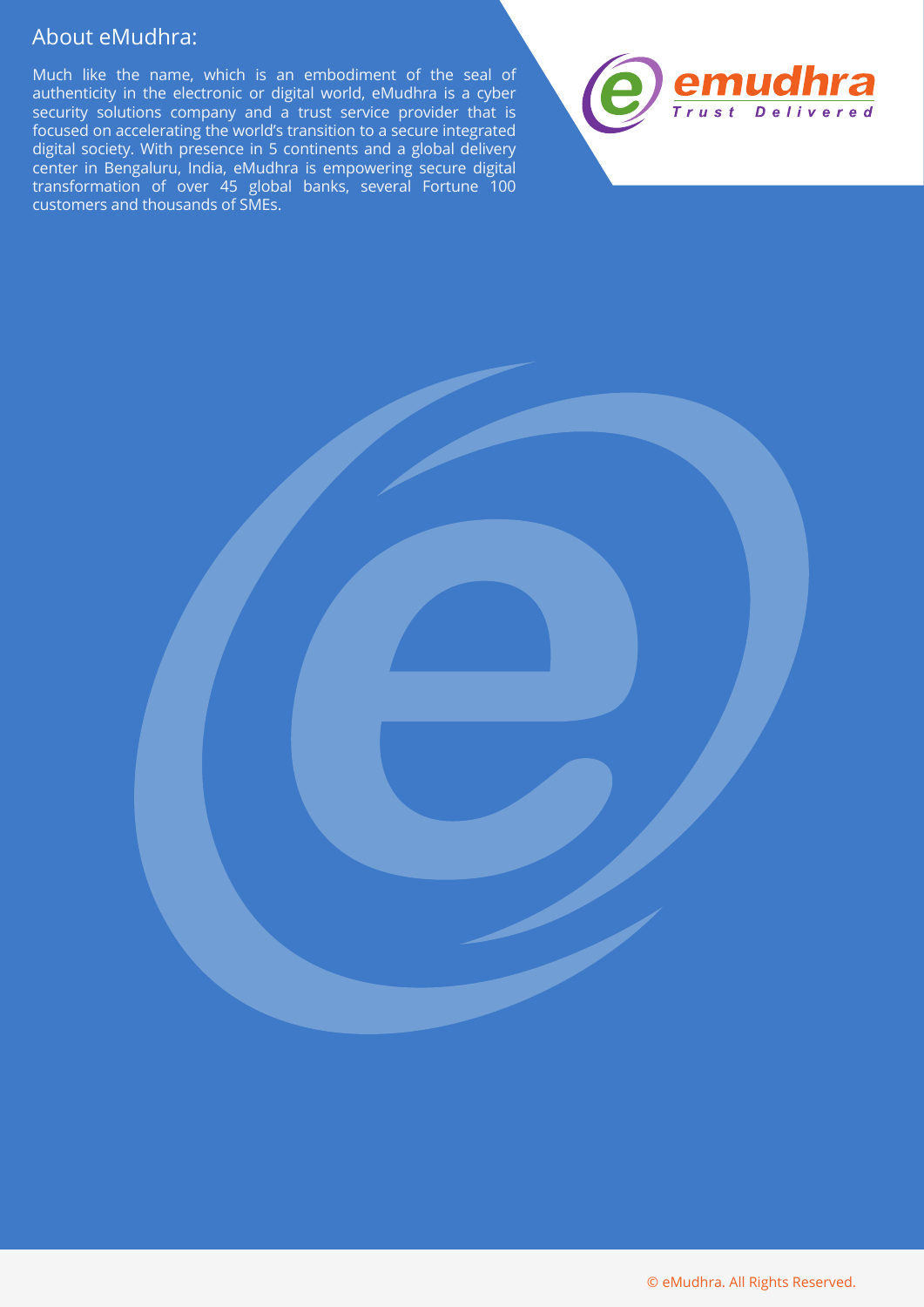## About eMudhra:

Much like the name, which is an embodiment of the seal of authenticity in the electronic or digital world, eMudhra is a cyber security solutions company and a trust service provider that is focused on accelerating the world's transition to a secure integrated digital society. With presence in 5 continents and a global delivery center in Bengaluru, India, eMudhra is empowering secure digital transformation of over 45 global banks, several Fortune 100 customers and thousands of SMEs.

emudhra
Trust Delivered

© eMudhra. All Rights Reserved.